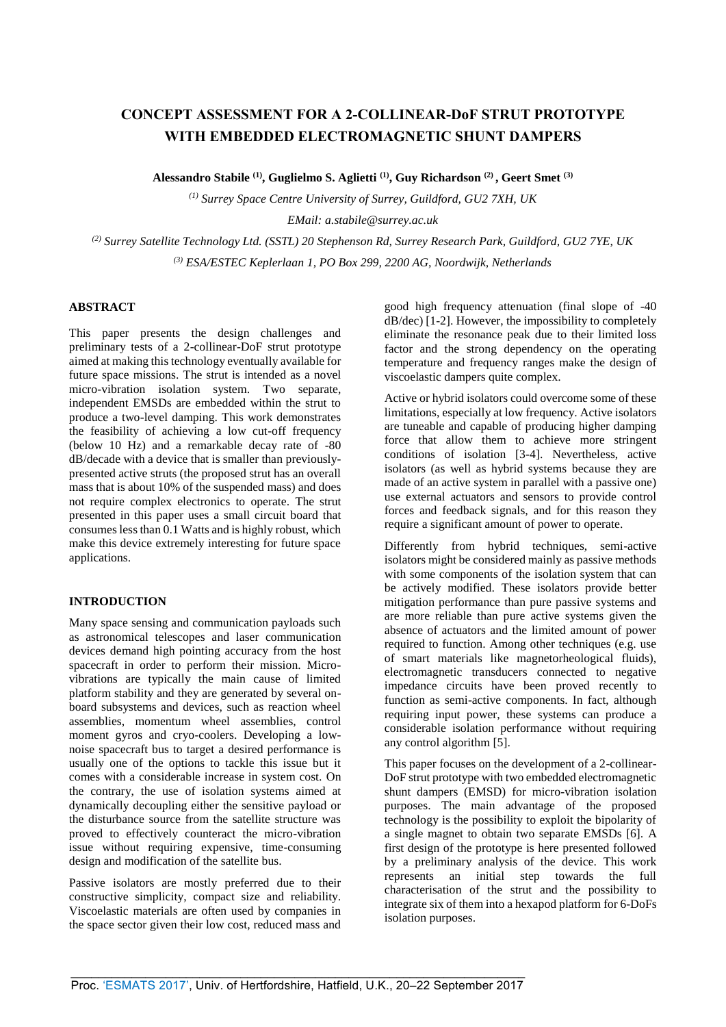# CONCEPT ASSESSMENT FOR A 2-COLLINEAR-DoF STRUT PROTOTYPE WITH EMBEDDED ELECTROMAGNETIC SHUNT DAMPERS

**Alessandro Stabile [(1)], Guglielmo S. Aglietti [(1)], Guy Richardson [(2)], Geert Smet [(3)]**

*[(1)] Surrey Space Centre University of Surrey, Guildford, GU2 7XH, UK*

*EMail: a.stabile@surrey.ac.uk*

*[(2)] Surrey Satellite Technology Ltd. (SSTL) 20 Stephenson Rd, Surrey Research Park, Guildford, GU2 7YE, UK*

*[(3)] ESA/ESTEC Keplerlaan 1, PO Box 299, 2200 AG, Noordwijk, Netherlands*

## ABSTRACT

This paper presents the design challenges and preliminary tests of a 2-collinear-DoF strut prototype aimed at making this technology eventually available for future space missions. The strut is intended as a novel micro-vibration isolation system. Two separate, independent EMSDs are embedded within the strut to produce a two-level damping. This work demonstrates the feasibility of achieving a low cut-off frequency (below 10 Hz) and a remarkable decay rate of -80 dB/decade with a device that is smaller than previously-presented active struts (the proposed strut has an overall mass that is about 10% of the suspended mass) and does not require complex electronics to operate. The strut presented in this paper uses a small circuit board that consumes less than 0.1 Watts and is highly robust, which make this device extremely interesting for future space applications.

## INTRODUCTION

Many space sensing and communication payloads such as astronomical telescopes and laser communication devices demand high pointing accuracy from the host spacecraft in order to perform their mission. Micro-vibrations are typically the main cause of limited platform stability and they are generated by several on-board subsystems and devices, such as reaction wheel assemblies, momentum wheel assemblies, control moment gyros and cryo-coolers. Developing a low-noise spacecraft bus to target a desired performance is usually one of the options to tackle this issue but it comes with a considerable increase in system cost. On the contrary, the use of isolation systems aimed at dynamically decoupling either the sensitive payload or the disturbance source from the satellite structure was proved to effectively counteract the micro-vibration issue without requiring expensive, time-consuming design and modification of the satellite bus.

Passive isolators are mostly preferred due to their constructive simplicity, compact size and reliability. Viscoelastic materials are often used by companies in the space sector given their low cost, reduced mass and good high frequency attenuation (final slope of -40 dB/dec) [1-2]. However, the impossibility to completely eliminate the resonance peak due to their limited loss factor and the strong dependency on the operating temperature and frequency ranges make the design of viscoelastic dampers quite complex.

Active or hybrid isolators could overcome some of these limitations, especially at low frequency. Active isolators are tuneable and capable of producing higher damping force that allow them to achieve more stringent conditions of isolation [3-4]. Nevertheless, active isolators (as well as hybrid systems because they are made of an active system in parallel with a passive one) use external actuators and sensors to provide control forces and feedback signals, and for this reason they require a significant amount of power to operate.

Differently from hybrid techniques, semi-active isolators might be considered mainly as passive methods with some components of the isolation system that can be actively modified. These isolators provide better mitigation performance than pure passive systems and are more reliable than pure active systems given the absence of actuators and the limited amount of power required to function. Among other techniques (e.g. use of smart materials like magnetorheological fluids), electromagnetic transducers connected to negative impedance circuits have been proved recently to function as semi-active components. In fact, although requiring input power, these systems can produce a considerable isolation performance without requiring any control algorithm [5].

This paper focuses on the development of a 2-collinear-DoF strut prototype with two embedded electromagnetic shunt dampers (EMSD) for micro-vibration isolation purposes. The main advantage of the proposed technology is the possibility to exploit the bipolarity of a single magnet to obtain two separate EMSDs [6]. A first design of the prototype is here presented followed by a preliminary analysis of the device. This work represents an initial step towards the full characterisation of the strut and the possibility to integrate six of them into a hexapod platform for 6-DoFs isolation purposes.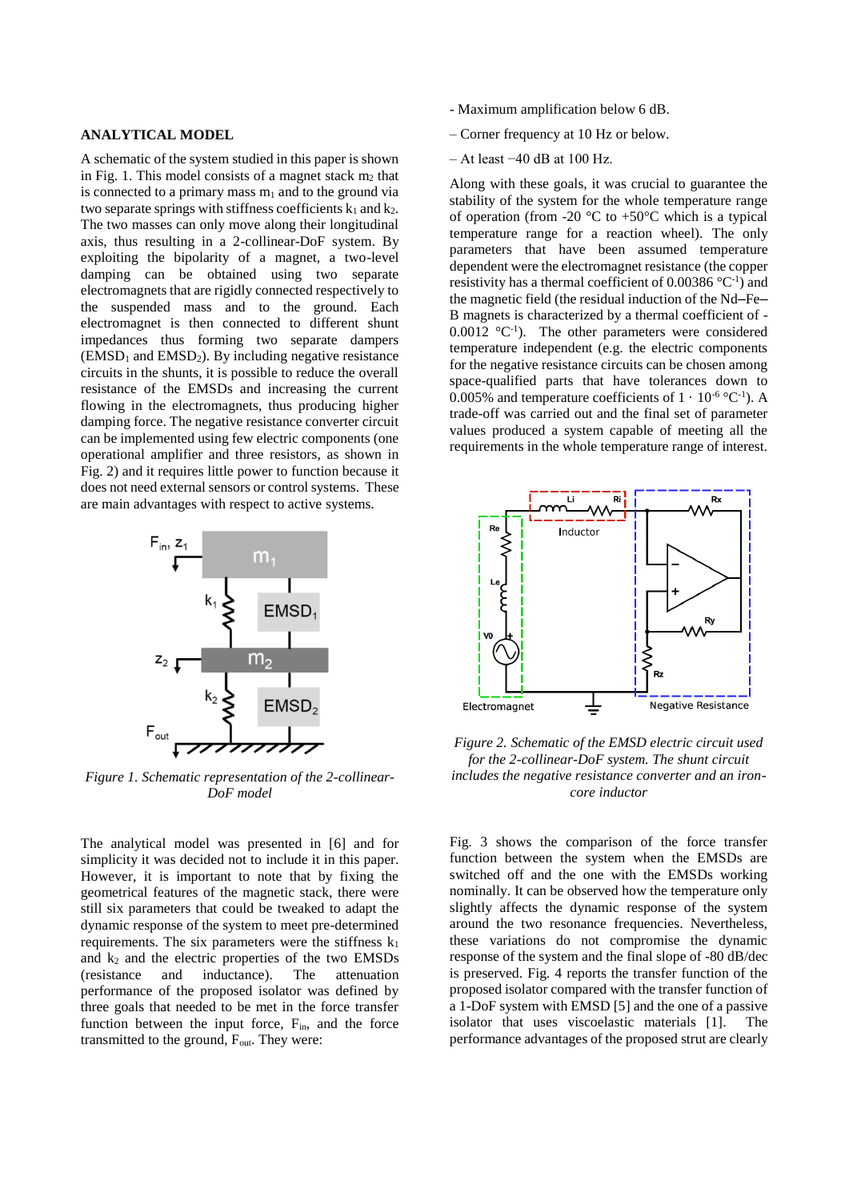## ANALYTICAL MODEL

A schematic of the system studied in this paper is shown in Fig. 1. This model consists of a magnet stack $m_2$ that is connected to a primary mass $m_1$ and to the ground via two separate springs with stiffness coefficients $k_1$ and $k_2$. The two masses can only move along their longitudinal axis, thus resulting in a 2-collinear-DoF system. By exploiting the bipolarity of a magnet, a two-level damping can be obtained using two separate electromagnets that are rigidly connected respectively to the suspended mass and to the ground. Each electromagnet is then connected to different shunt impedances thus forming two separate dampers ($EMSD_1$ and $EMSD_2$). By including negative resistance circuits in the shunts, it is possible to reduce the overall resistance of the EMSDs and increasing the current flowing in the electromagnets, thus producing higher damping force. The negative resistance converter circuit can be implemented using few electric components (one operational amplifier and three resistors, as shown in Fig. 2) and it requires little power to function because it does not need external sensors or control systems. These are main advantages with respect to active systems.

*Figure 1. Schematic representation of the 2-collinear-DoF model*

The analytical model was presented in [6] and for simplicity it was decided not to include it in this paper. However, it is important to note that by fixing the geometrical features of the magnetic stack, there were still six parameters that could be tweaked to adapt the dynamic response of the system to meet pre-determined requirements. The six parameters were the stiffness $k_1$ and $k_2$ and the electric properties of the two EMSDs (resistance and inductance). The attenuation performance of the proposed isolator was defined by three goals that needed to be met in the force transfer function between the input force, $F_{in}$, and the force transmitted to the ground, $F_{out}$. They were:

- Maximum amplification below 6 dB.
- Corner frequency at 10 Hz or below.
- At least −40 dB at 100 Hz.

Along with these goals, it was crucial to guarantee the stability of the system for the whole temperature range of operation (from -20 °C to +50°C which is a typical temperature range for a reaction wheel). The only parameters that have been assumed temperature dependent were the electromagnet resistance (the copper resistivity has a thermal coefficient of 0.00386 °C$^{-1}$) and the magnetic field (the residual induction of the Nd–Fe–B magnets is characterized by a thermal coefficient of -0.0012 °C$^{-1}$). The other parameters were considered temperature independent (e.g. the electric components for the negative resistance circuits can be chosen among space-qualified parts that have tolerances down to 0.005% and temperature coefficients of $1 \cdot 10^{-6}$ °C$^{-1}$). A trade-off was carried out and the final set of parameter values produced a system capable of meeting all the requirements in the whole temperature range of interest.

*Figure 2. Schematic of the EMSD electric circuit used for the 2-collinear-DoF system. The shunt circuit includes the negative resistance converter and an iron-core inductor*

Fig. 3 shows the comparison of the force transfer function between the system when the EMSDs are switched off and the one with the EMSDs working nominally. It can be observed how the temperature only slightly affects the dynamic response of the system around the two resonance frequencies. Nevertheless, these variations do not compromise the dynamic response of the system and the final slope of -80 dB/dec is preserved. Fig. 4 reports the transfer function of the proposed isolator compared with the transfer function of a 1-DoF system with EMSD [5] and the one of a passive isolator that uses viscoelastic materials [1]. The performance advantages of the proposed strut are clearly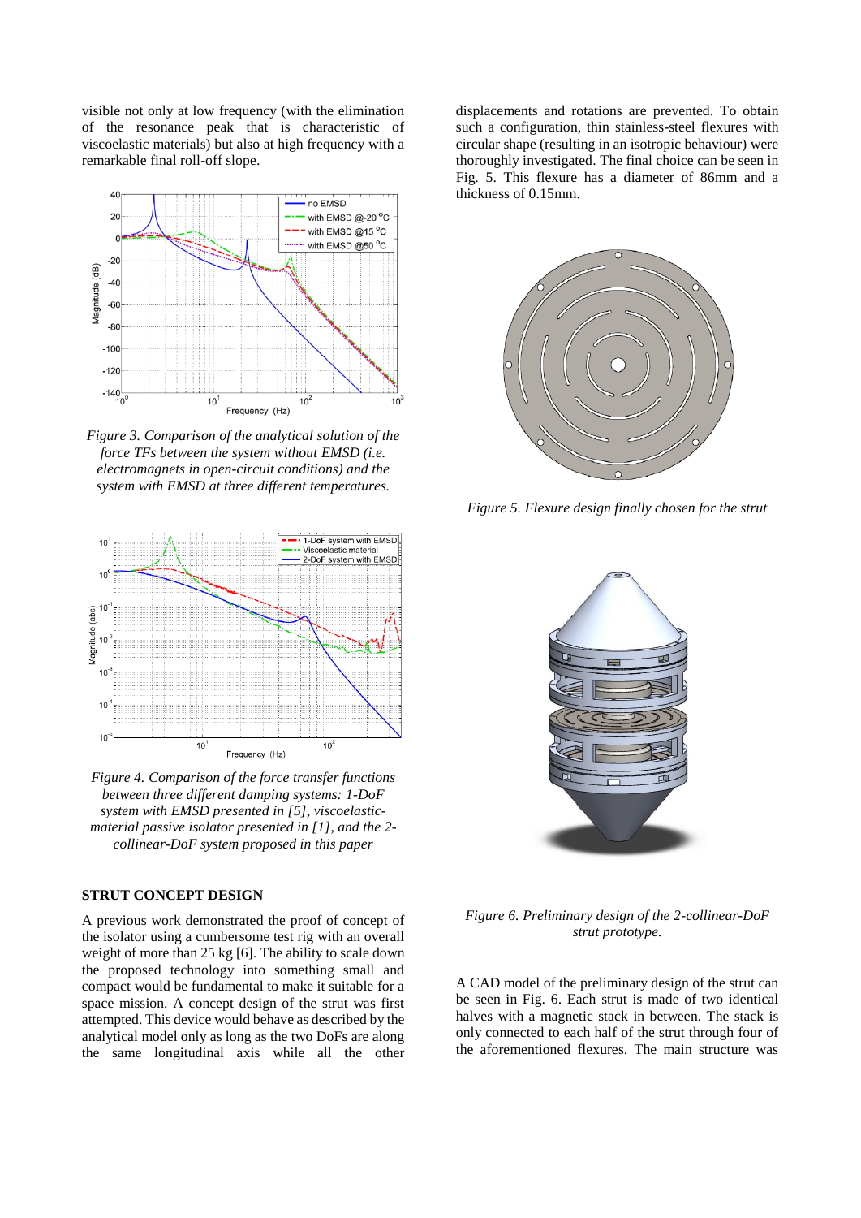visible not only at low frequency (with the elimination of the resonance peak that is characteristic of viscoelastic materials) but also at high frequency with a remarkable final roll-off slope.

*Figure 3. Comparison of the analytical solution of the force TFs between the system without EMSD (i.e. electromagnets in open-circuit conditions) and the system with EMSD at three different temperatures.*

*Figure 4. Comparison of the force transfer functions between three different damping systems: 1-DoF system with EMSD presented in [5], viscoelastic-material passive isolator presented in [1], and the 2-collinear-DoF system proposed in this paper*

## STRUT CONCEPT DESIGN

A previous work demonstrated the proof of concept of the isolator using a cumbersome test rig with an overall weight of more than 25 kg [6]. The ability to scale down the proposed technology into something small and compact would be fundamental to make it suitable for a space mission. A concept design of the strut was first attempted. This device would behave as described by the analytical model only as long as the two DoFs are along the same longitudinal axis while all the other displacements and rotations are prevented. To obtain such a configuration, thin stainless-steel flexures with circular shape (resulting in an isotropic behaviour) were thoroughly investigated. The final choice can be seen in Fig. 5. This flexure has a diameter of 86mm and a thickness of 0.15mm.

*Figure 5. Flexure design finally chosen for the strut*

*Figure 6. Preliminary design of the 2-collinear-DoF strut prototype.*

A CAD model of the preliminary design of the strut can be seen in Fig. 6. Each strut is made of two identical halves with a magnetic stack in between. The stack is only connected to each half of the strut through four of the aforementioned flexures. The main structure was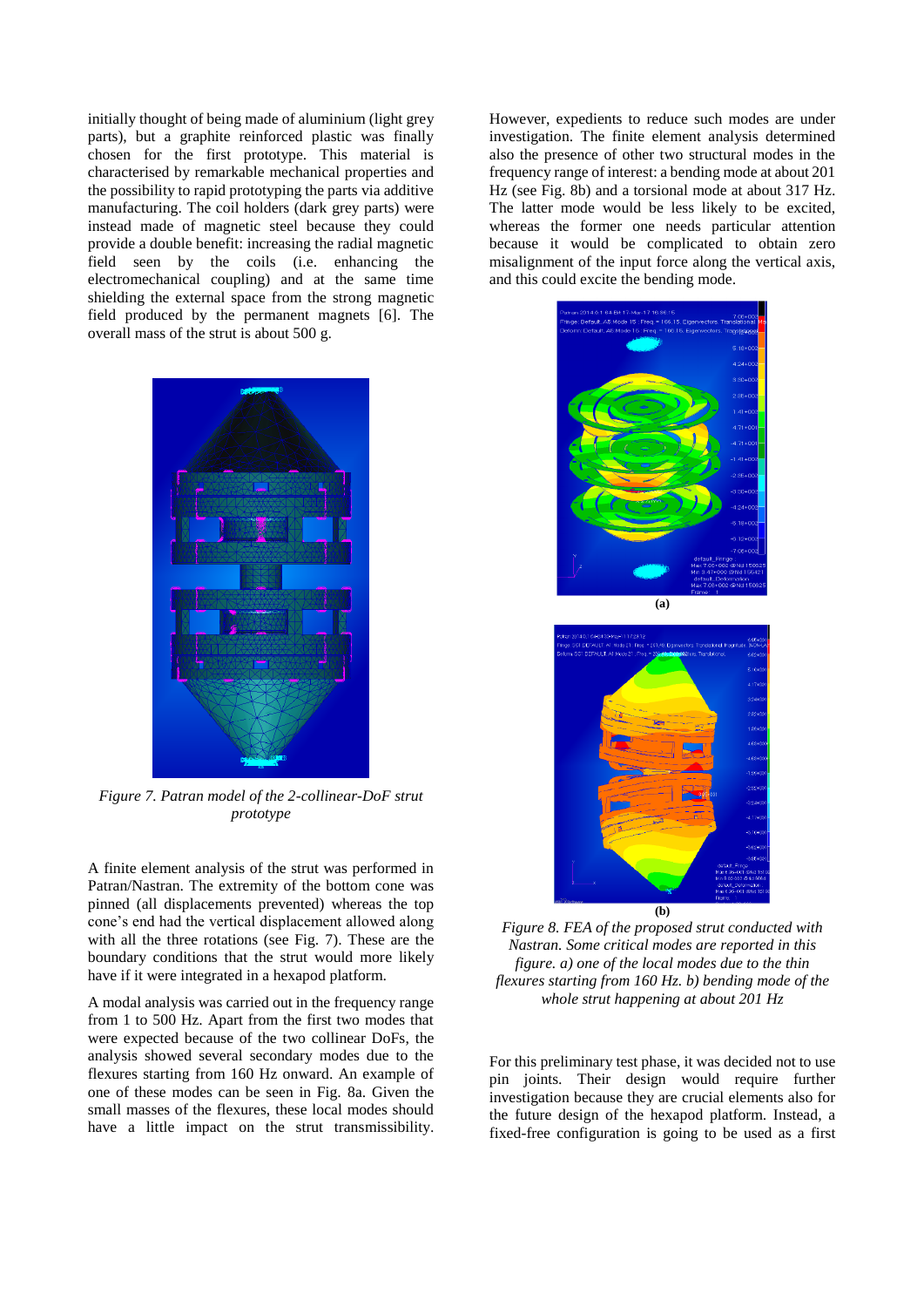initially thought of being made of aluminium (light grey parts), but a graphite reinforced plastic was finally chosen for the first prototype. This material is characterised by remarkable mechanical properties and the possibility to rapid prototyping the parts via additive manufacturing. The coil holders (dark grey parts) were instead made of magnetic steel because they could provide a double benefit: increasing the radial magnetic field seen by the coils (i.e. enhancing the electromechanical coupling) and at the same time shielding the external space from the strong magnetic field produced by the permanent magnets [6]. The overall mass of the strut is about 500 g.

*Figure 7. Patran model of the 2-collinear-DoF strut prototype*

A finite element analysis of the strut was performed in Patran/Nastran. The extremity of the bottom cone was pinned (all displacements prevented) whereas the top cone's end had the vertical displacement allowed along with all the three rotations (see Fig. 7). These are the boundary conditions that the strut would more likely have if it were integrated in a hexapod platform.

A modal analysis was carried out in the frequency range from 1 to 500 Hz. Apart from the first two modes that were expected because of the two collinear DoFs, the analysis showed several secondary modes due to the flexures starting from 160 Hz onward. An example of one of these modes can be seen in Fig. 8a. Given the small masses of the flexures, these local modes should have a little impact on the strut transmissibility. However, expedients to reduce such modes are under investigation. The finite element analysis determined also the presence of other two structural modes in the frequency range of interest: a bending mode at about 201 Hz (see Fig. 8b) and a torsional mode at about 317 Hz. The latter mode would be less likely to be excited, whereas the former one needs particular attention because it would be complicated to obtain zero misalignment of the input force along the vertical axis, and this could excite the bending mode.

(a)

(b)

*Figure 8. FEA of the proposed strut conducted with Nastran. Some critical modes are reported in this figure. a) one of the local modes due to the thin flexures starting from 160 Hz. b) bending mode of the whole strut happening at about 201 Hz*

For this preliminary test phase, it was decided not to use pin joints. Their design would require further investigation because they are crucial elements also for the future design of the hexapod platform. Instead, a fixed-free configuration is going to be used as a first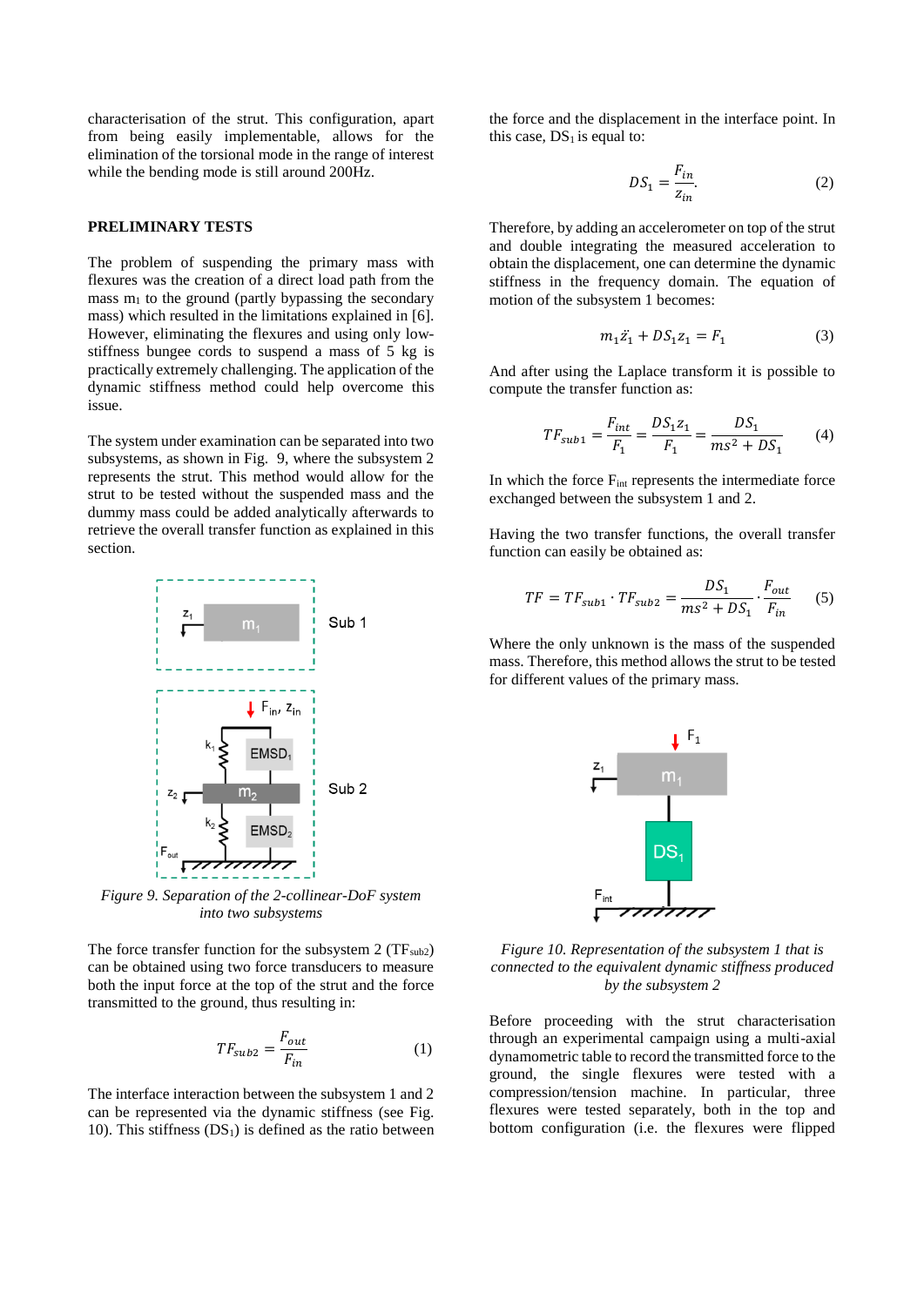characterisation of the strut. This configuration, apart from being easily implementable, allows for the elimination of the torsional mode in the range of interest while the bending mode is still around 200Hz.

## PRELIMINARY TESTS

The problem of suspending the primary mass with flexures was the creation of a direct load path from the mass $m_1$ to the ground (partly bypassing the secondary mass) which resulted in the limitations explained in [6]. However, eliminating the flexures and using only low-stiffness bungee cords to suspend a mass of 5 kg is practically extremely challenging. The application of the dynamic stiffness method could help overcome this issue.

The system under examination can be separated into two subsystems, as shown in Fig. 9, where the subsystem 2 represents the strut. This method would allow for the strut to be tested without the suspended mass and the dummy mass could be added analytically afterwards to retrieve the overall transfer function as explained in this section.

*Figure 9. Separation of the 2-collinear-DoF system into two subsystems*

The force transfer function for the subsystem 2 ($TF_{sub2}$) can be obtained using two force transducers to measure both the input force at the top of the strut and the force transmitted to the ground, thus resulting in:

$$TF_{sub2} = \frac{F_{out}}{F_{in}} \tag{1}$$

The interface interaction between the subsystem 1 and 2 can be represented via the dynamic stiffness (see Fig. 10). This stiffness ($DS_1$) is defined as the ratio between the force and the displacement in the interface point. In this case, $DS_1$ is equal to:

$$DS_1 = \frac{F_{in}}{z_{in}}. \tag{2}$$

Therefore, by adding an accelerometer on top of the strut and double integrating the measured acceleration to obtain the displacement, one can determine the dynamic stiffness in the frequency domain. The equation of motion of the subsystem 1 becomes:

$$m_1 \ddot{z}_1 + DS_1 z_1 = F_1 \tag{3}$$

And after using the Laplace transform it is possible to compute the transfer function as:

$$TF_{sub1} = \frac{F_{int}}{F_1} = \frac{DS_1 z_1}{F_1} = \frac{DS_1}{ms^2 + DS_1} \tag{4}$$

In which the force $F_{int}$ represents the intermediate force exchanged between the subsystem 1 and 2.

Having the two transfer functions, the overall transfer function can easily be obtained as:

$$TF = TF_{sub1} \cdot TF_{sub2} = \frac{DS_1}{ms^2 + DS_1} \cdot \frac{F_{out}}{F_{in}} \tag{5}$$

Where the only unknown is the mass of the suspended mass. Therefore, this method allows the strut to be tested for different values of the primary mass.

*Figure 10. Representation of the subsystem 1 that is connected to the equivalent dynamic stiffness produced by the subsystem 2*

Before proceeding with the strut characterisation through an experimental campaign using a multi-axial dynamometric table to record the transmitted force to the ground, the single flexures were tested with a compression/tension machine. In particular, three flexures were tested separately, both in the top and bottom configuration (i.e. the flexures were flipped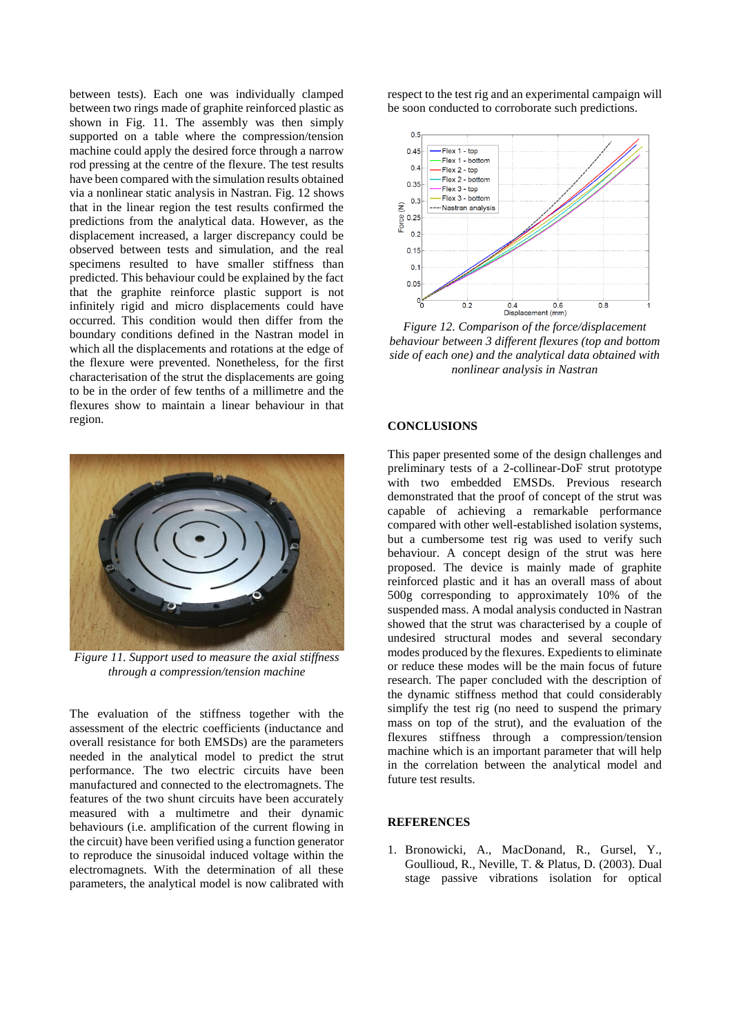between tests). Each one was individually clamped between two rings made of graphite reinforced plastic as shown in Fig. 11. The assembly was then simply supported on a table where the compression/tension machine could apply the desired force through a narrow rod pressing at the centre of the flexure. The test results have been compared with the simulation results obtained via a nonlinear static analysis in Nastran. Fig. 12 shows that in the linear region the test results confirmed the predictions from the analytical data. However, as the displacement increased, a larger discrepancy could be observed between tests and simulation, and the real specimens resulted to have smaller stiffness than predicted. This behaviour could be explained by the fact that the graphite reinforce plastic support is not infinitely rigid and micro displacements could have occurred. This condition would then differ from the boundary conditions defined in the Nastran model in which all the displacements and rotations at the edge of the flexure were prevented. Nonetheless, for the first characterisation of the strut the displacements are going to be in the order of few tenths of a millimetre and the flexures show to maintain a linear behaviour in that region.

*Figure 11. Support used to measure the axial stiffness through a compression/tension machine*

The evaluation of the stiffness together with the assessment of the electric coefficients (inductance and overall resistance for both EMSDs) are the parameters needed in the analytical model to predict the strut performance. The two electric circuits have been manufactured and connected to the electromagnets. The features of the two shunt circuits have been accurately measured with a multimetre and their dynamic behaviours (i.e. amplification of the current flowing in the circuit) have been verified using a function generator to reproduce the sinusoidal induced voltage within the electromagnets. With the determination of all these parameters, the analytical model is now calibrated with respect to the test rig and an experimental campaign will be soon conducted to corroborate such predictions.

*Figure 12. Comparison of the force/displacement behaviour between 3 different flexures (top and bottom side of each one) and the analytical data obtained with nonlinear analysis in Nastran*

## CONCLUSIONS

This paper presented some of the design challenges and preliminary tests of a 2-collinear-DoF strut prototype with two embedded EMSDs. Previous research demonstrated that the proof of concept of the strut was capable of achieving a remarkable performance compared with other well-established isolation systems, but a cumbersome test rig was used to verify such behaviour. A concept design of the strut was here proposed. The device is mainly made of graphite reinforced plastic and it has an overall mass of about 500g corresponding to approximately 10% of the suspended mass. A modal analysis conducted in Nastran showed that the strut was characterised by a couple of undesired structural modes and several secondary modes produced by the flexures. Expedients to eliminate or reduce these modes will be the main focus of future research. The paper concluded with the description of the dynamic stiffness method that could considerably simplify the test rig (no need to suspend the primary mass on top of the strut), and the evaluation of the flexures stiffness through a compression/tension machine which is an important parameter that will help in the correlation between the analytical model and future test results.

## REFERENCES

1. Bronowicki, A., MacDonand, R., Gursel, Y., Goullioud, R., Neville, T. & Platus, D. (2003). Dual stage passive vibrations isolation for optical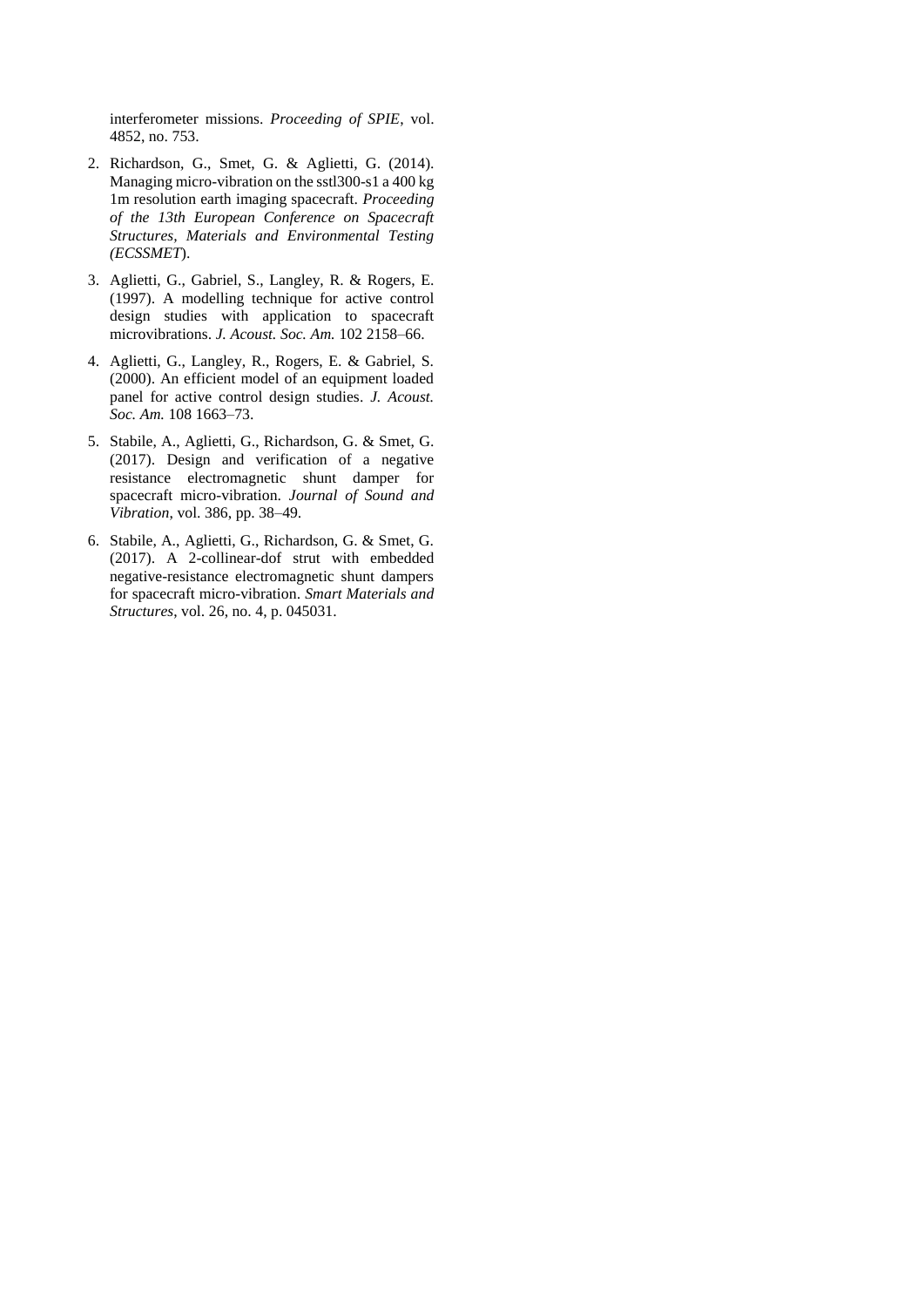interferometer missions. *Proceeding of SPIE*, vol. 4852, no. 753.

2. Richardson, G., Smet, G. & Aglietti, G. (2014). Managing micro-vibration on the sstl300-s1 a 400 kg 1m resolution earth imaging spacecraft. *Proceeding of the 13th European Conference on Spacecraft Structures, Materials and Environmental Testing (ECSSMET*).

3. Aglietti, G., Gabriel, S., Langley, R. & Rogers, E. (1997). A modelling technique for active control design studies with application to spacecraft microvibrations. *J. Acoust. Soc. Am.* 102 2158–66.

4. Aglietti, G., Langley, R., Rogers, E. & Gabriel, S. (2000). An efficient model of an equipment loaded panel for active control design studies. *J. Acoust. Soc. Am.* 108 1663–73.

5. Stabile, A., Aglietti, G., Richardson, G. & Smet, G. (2017). Design and verification of a negative resistance electromagnetic shunt damper for spacecraft micro-vibration. *Journal of Sound and Vibration*, vol. 386, pp. 38–49.

6. Stabile, A., Aglietti, G., Richardson, G. & Smet, G. (2017). A 2-collinear-dof strut with embedded negative-resistance electromagnetic shunt dampers for spacecraft micro-vibration. *Smart Materials and Structures*, vol. 26, no. 4, p. 045031.